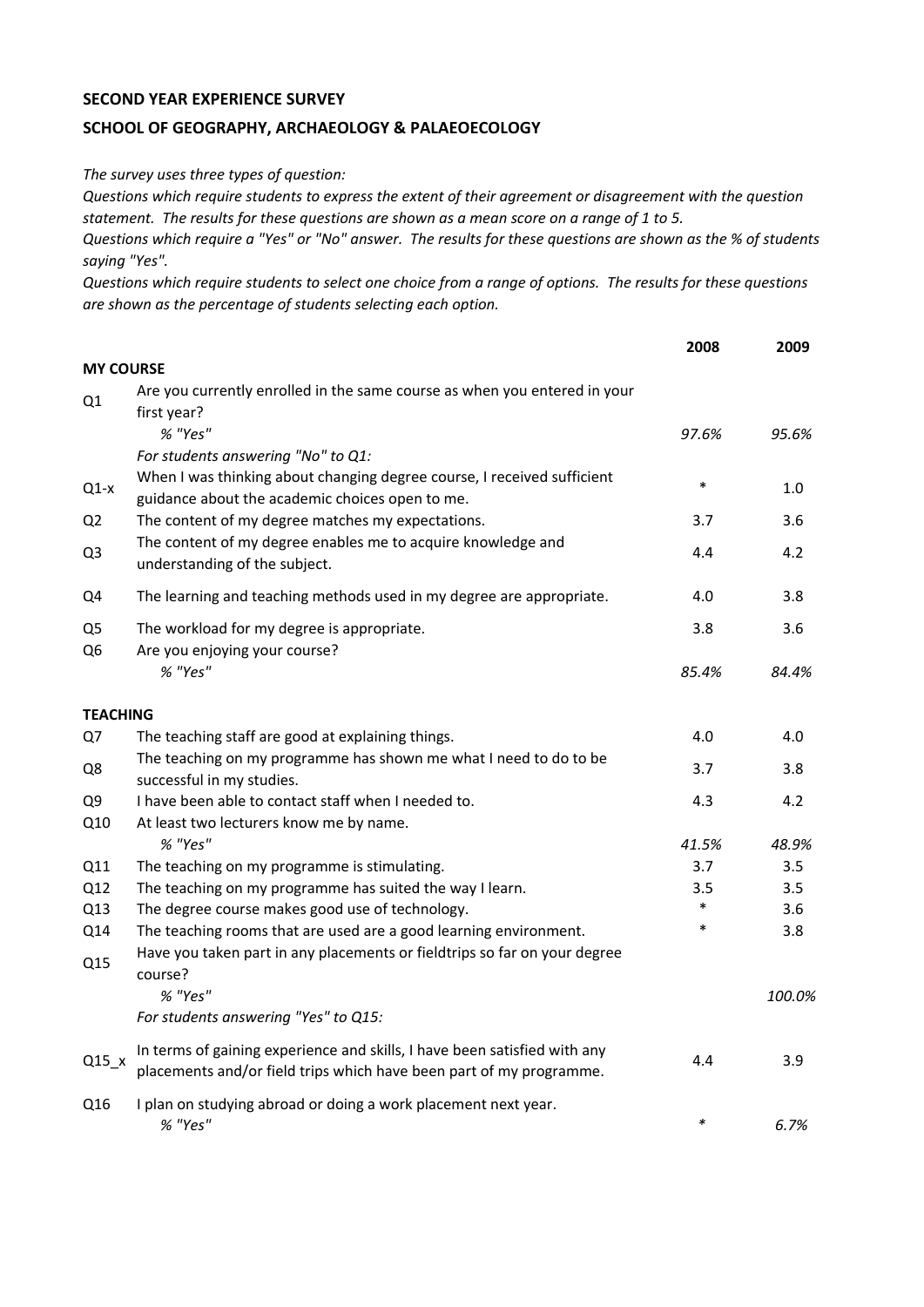**SECOND YEAR EXPERIENCE SURVEY**

**SCHOOL OF GEOGRAPHY, ARCHAEOLOGY & PALAEOECOLOGY**

*The survey uses three types of question:*
*Questions which require students to express the extent of their agreement or disagreement with the question statement. The results for these questions are shown as a mean score on a range of 1 to 5.*
*Questions which require a "Yes" or "No" answer. The results for these questions are shown as the % of students saying "Yes".*
*Questions which require students to select one choice from a range of options. The results for these questions are shown as the percentage of students selecting each option.*

| | | 2008 | 2009 |
|---|---|---|---|
| **MY COURSE** | | | |
| Q1 | Are you currently enrolled in the same course as when you entered in your first year? | | |
| | *% "Yes"* | *97.6%* | *95.6%* |
| | *For students answering "No" to Q1:* | | |
| Q1-x | When I was thinking about changing degree course, I received sufficient guidance about the academic choices open to me. | * | 1.0 |
| Q2 | The content of my degree matches my expectations. | 3.7 | 3.6 |
| Q3 | The content of my degree enables me to acquire knowledge and understanding of the subject. | 4.4 | 4.2 |
| Q4 | The learning and teaching methods used in my degree are appropriate. | 4.0 | 3.8 |
| Q5 | The workload for my degree is appropriate. | 3.8 | 3.6 |
| Q6 | Are you enjoying your course? | | |
| | *% "Yes"* | *85.4%* | *84.4%* |
| **TEACHING** | | | |
| Q7 | The teaching staff are good at explaining things. | 4.0 | 4.0 |
| Q8 | The teaching on my programme has shown me what I need to do to be successful in my studies. | 3.7 | 3.8 |
| Q9 | I have been able to contact staff when I needed to. | 4.3 | 4.2 |
| Q10 | At least two lecturers know me by name. | | |
| | *% "Yes"* | *41.5%* | *48.9%* |
| Q11 | The teaching on my programme is stimulating. | 3.7 | 3.5 |
| Q12 | The teaching on my programme has suited the way I learn. | 3.5 | 3.5 |
| Q13 | The degree course makes good use of technology. | * | 3.6 |
| Q14 | The teaching rooms that are used are a good learning environment. | * | 3.8 |
| Q15 | Have you taken part in any placements or fieldtrips so far on your degree course? | | |
| | *% "Yes"* | | *100.0%* |
| | *For students answering "Yes" to Q15:* | | |
| Q15_x | In terms of gaining experience and skills, I have been satisfied with any placements and/or field trips which have been part of my programme. | 4.4 | 3.9 |
| Q16 | I plan on studying abroad or doing a work placement next year. | | |
| | *% "Yes"* | * | *6.7%* |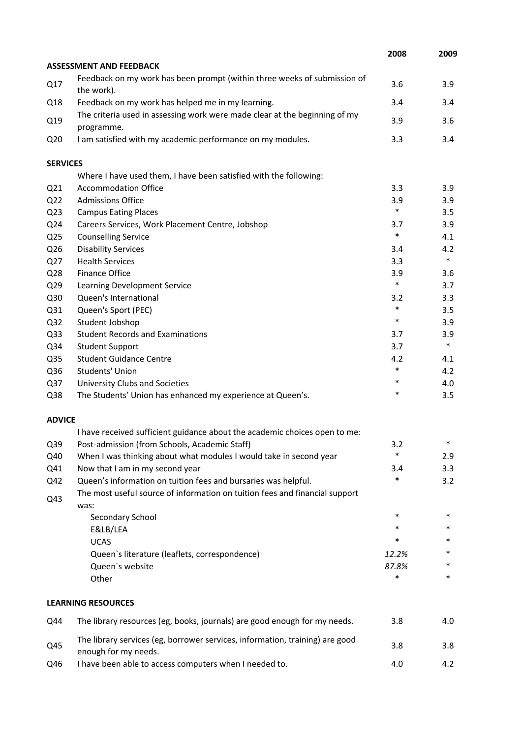| | | 2008 | 2009 |
|---|---|---|---|
| **ASSESSMENT AND FEEDBACK** | | | |
| Q17 | Feedback on my work has been prompt (within three weeks of submission of the work). | 3.6 | 3.9 |
| Q18 | Feedback on my work has helped me in my learning. | 3.4 | 3.4 |
| Q19 | The criteria used in assessing work were made clear at the beginning of my programme. | 3.9 | 3.6 |
| Q20 | I am satisfied with my academic performance on my modules. | 3.3 | 3.4 |
| **SERVICES** | | | |
| | Where I have used them, I have been satisfied with the following: | | |
| Q21 | Accommodation Office | 3.3 | 3.9 |
| Q22 | Admissions Office | 3.9 | 3.9 |
| Q23 | Campus Eating Places | * | 3.5 |
| Q24 | Careers Services, Work Placement Centre, Jobshop | 3.7 | 3.9 |
| Q25 | Counselling Service | * | 4.1 |
| Q26 | Disability Services | 3.4 | 4.2 |
| Q27 | Health Services | 3.3 | * |
| Q28 | Finance Office | 3.9 | 3.6 |
| Q29 | Learning Development Service | * | 3.7 |
| Q30 | Queen's International | 3.2 | 3.3 |
| Q31 | Queen's Sport (PEC) | * | 3.5 |
| Q32 | Student Jobshop | * | 3.9 |
| Q33 | Student Records and Examinations | 3.7 | 3.9 |
| Q34 | Student Support | 3.7 | * |
| Q35 | Student Guidance Centre | 4.2 | 4.1 |
| Q36 | Students' Union | * | 4.2 |
| Q37 | University Clubs and Societies | * | 4.0 |
| Q38 | The Students' Union has enhanced my experience at Queen's. | * | 3.5 |
| **ADVICE** | | | |
| | I have received sufficient guidance about the academic choices open to me: | | |
| Q39 | Post-admission (from Schools, Academic Staff) | 3.2 | * |
| Q40 | When I was thinking about what modules I would take in second year | * | 2.9 |
| Q41 | Now that I am in my second year | 3.4 | 3.3 |
| Q42 | Queen's information on tuition fees and bursaries was helpful. | * | 3.2 |
| Q43 | The most useful source of information on tuition fees and financial support was: | | |
| | Secondary School | * | * |
| | E&LB/LEA | * | * |
| | UCAS | * | * |
| | Queen`s literature (leaflets, correspondence) | *12.2%* | * |
| | Queen`s website | *87.8%* | * |
| | Other | * | * |
| **LEARNING RESOURCES** | | | |
| Q44 | The library resources (eg, books, journals) are good enough for my needs. | 3.8 | 4.0 |
| Q45 | The library services (eg, borrower services, information, training) are good enough for my needs. | 3.8 | 3.8 |
| Q46 | I have been able to access computers when I needed to. | 4.0 | 4.2 |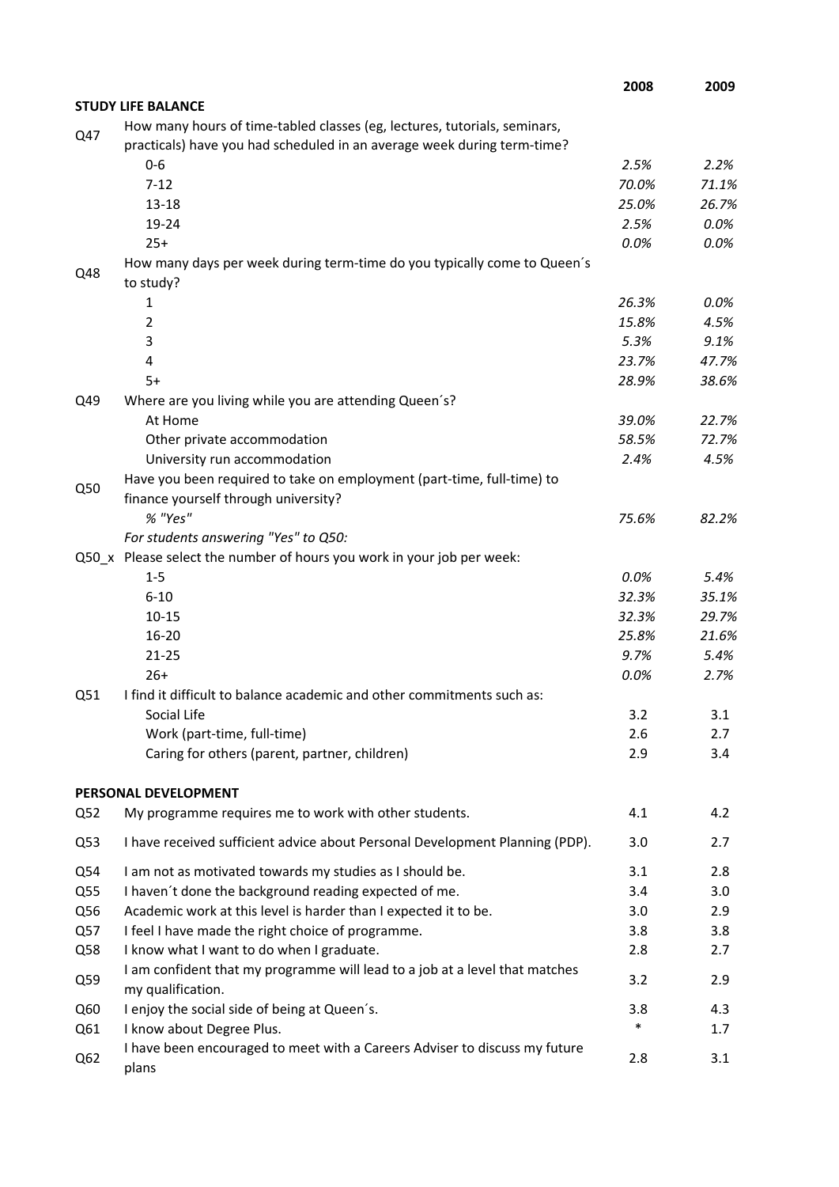| | | 2008 | 2009 |
|---|---|---|---|
| **STUDY LIFE BALANCE** | | | |
| Q47 | How many hours of time-tabled classes (eg, lectures, tutorials, seminars, practicals) have you had scheduled in an average week during term-time? | | |
| | 0-6 | *2.5%* | *2.2%* |
| | 7-12 | *70.0%* | *71.1%* |
| | 13-18 | *25.0%* | *26.7%* |
| | 19-24 | *2.5%* | *0.0%* |
| | 25+ | *0.0%* | *0.0%* |
| Q48 | How many days per week during term-time do you typically come to Queen´s to study? | | |
| | 1 | *26.3%* | *0.0%* |
| | 2 | *15.8%* | *4.5%* |
| | 3 | *5.3%* | *9.1%* |
| | 4 | *23.7%* | *47.7%* |
| | 5+ | *28.9%* | *38.6%* |
| Q49 | Where are you living while you are attending Queen´s? | | |
| | At Home | *39.0%* | *22.7%* |
| | Other private accommodation | *58.5%* | *72.7%* |
| | University run accommodation | *2.4%* | *4.5%* |
| Q50 | Have you been required to take on employment (part-time, full-time) to finance yourself through university? | | |
| | *% "Yes"* | *75.6%* | *82.2%* |
| | *For students answering "Yes" to Q50:* | | |
| Q50_x | Please select the number of hours you work in your job per week: | | |
| | 1-5 | *0.0%* | *5.4%* |
| | 6-10 | *32.3%* | *35.1%* |
| | 10-15 | *32.3%* | *29.7%* |
| | 16-20 | *25.8%* | *21.6%* |
| | 21-25 | *9.7%* | *5.4%* |
| | 26+ | *0.0%* | *2.7%* |
| Q51 | I find it difficult to balance academic and other commitments such as: | | |
| | Social Life | 3.2 | 3.1 |
| | Work (part-time, full-time) | 2.6 | 2.7 |
| | Caring for others (parent, partner, children) | 2.9 | 3.4 |
| **PERSONAL DEVELOPMENT** | | | |
| Q52 | My programme requires me to work with other students. | 4.1 | 4.2 |
| Q53 | I have received sufficient advice about Personal Development Planning (PDP). | 3.0 | 2.7 |
| Q54 | I am not as motivated towards my studies as I should be. | 3.1 | 2.8 |
| Q55 | I haven´t done the background reading expected of me. | 3.4 | 3.0 |
| Q56 | Academic work at this level is harder than I expected it to be. | 3.0 | 2.9 |
| Q57 | I feel I have made the right choice of programme. | 3.8 | 3.8 |
| Q58 | I know what I want to do when I graduate. | 2.8 | 2.7 |
| Q59 | I am confident that my programme will lead to a job at a level that matches my qualification. | 3.2 | 2.9 |
| Q60 | I enjoy the social side of being at Queen´s. | 3.8 | 4.3 |
| Q61 | I know about Degree Plus. | * | 1.7 |
| Q62 | I have been encouraged to meet with a Careers Adviser to discuss my future plans | 2.8 | 3.1 |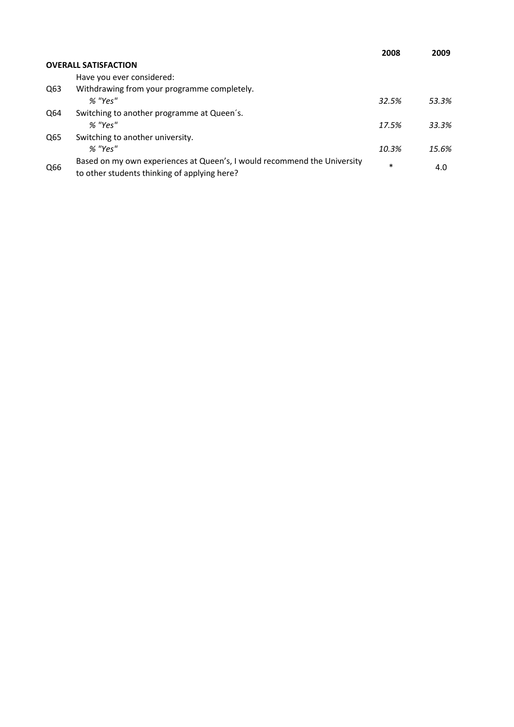| | | 2008 | 2009 |
|---|---|---|---|
| **OVERALL SATISFACTION** | | | |
| | Have you ever considered: | | |
| Q63 | Withdrawing from your programme completely. | | |
| | *% "Yes"* | *32.5%* | *53.3%* |
| Q64 | Switching to another programme at Queen´s. | | |
| | *% "Yes"* | *17.5%* | *33.3%* |
| Q65 | Switching to another university. | | |
| | *% "Yes"* | *10.3%* | *15.6%* |
| Q66 | Based on my own experiences at Queen's, I would recommend the University to other students thinking of applying here? | * | 4.0 |